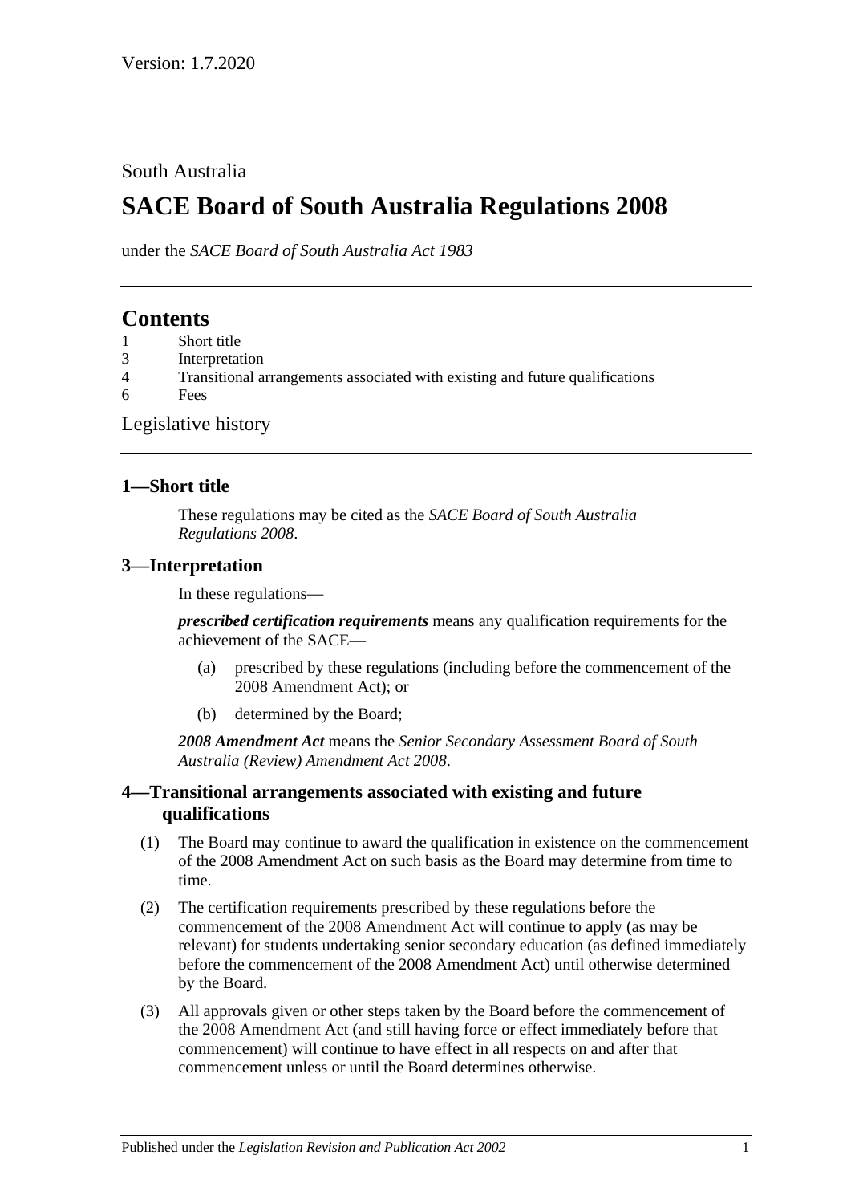Version: 1.7.2020

South Australia

# SACE Board of South Australia Regulations 2008

under the *SACE Board of South Australia Act 1983*

## Contents

1 Short title
3 Interpretation
4 Transitional arrangements associated with existing and future qualifications
6 Fees

Legislative history

### 1—Short title

These regulations may be cited as the *SACE Board of South Australia Regulations 2008*.

### 3—Interpretation

In these regulations—

***prescribed certification requirements*** means any qualification requirements for the achievement of the SACE—

(a) prescribed by these regulations (including before the commencement of the 2008 Amendment Act); or

(b) determined by the Board;

***2008 Amendment Act*** means the *Senior Secondary Assessment Board of South Australia (Review) Amendment Act 2008*.

### 4—Transitional arrangements associated with existing and future qualifications

(1) The Board may continue to award the qualification in existence on the commencement of the 2008 Amendment Act on such basis as the Board may determine from time to time.

(2) The certification requirements prescribed by these regulations before the commencement of the 2008 Amendment Act will continue to apply (as may be relevant) for students undertaking senior secondary education (as defined immediately before the commencement of the 2008 Amendment Act) until otherwise determined by the Board.

(3) All approvals given or other steps taken by the Board before the commencement of the 2008 Amendment Act (and still having force or effect immediately before that commencement) will continue to have effect in all respects on and after that commencement unless or until the Board determines otherwise.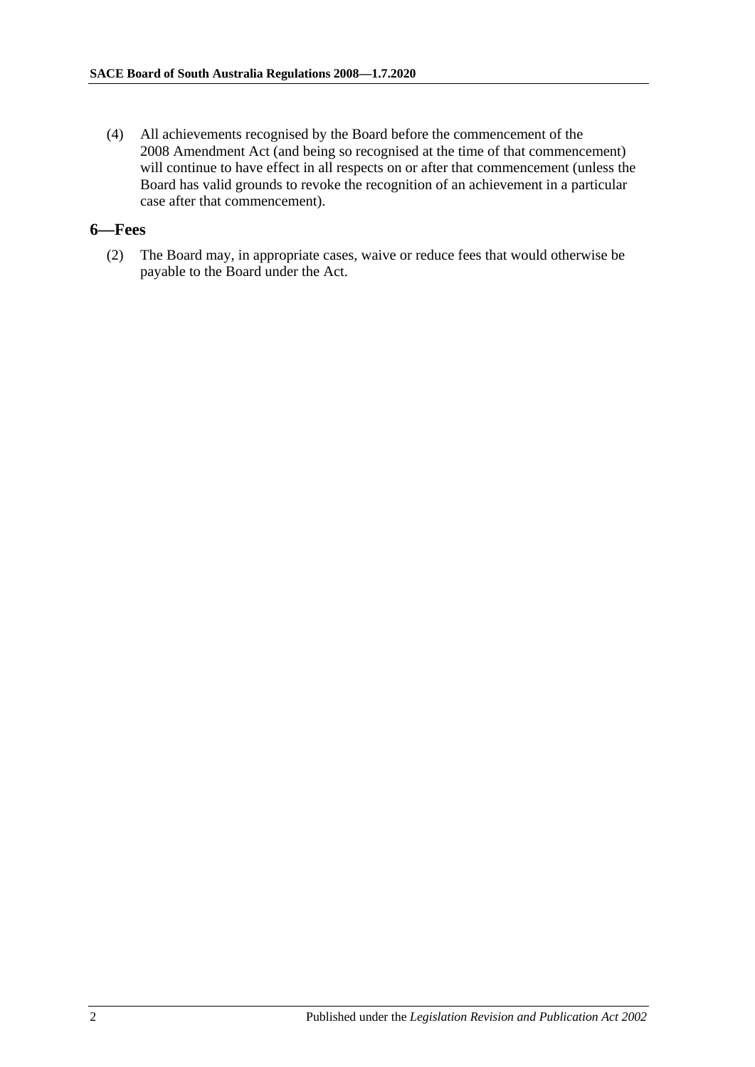(4) All achievements recognised by the Board before the commencement of the 2008 Amendment Act (and being so recognised at the time of that commencement) will continue to have effect in all respects on or after that commencement (unless the Board has valid grounds to revoke the recognition of an achievement in a particular case after that commencement).

## 6—Fees

(2) The Board may, in appropriate cases, waive or reduce fees that would otherwise be payable to the Board under the Act.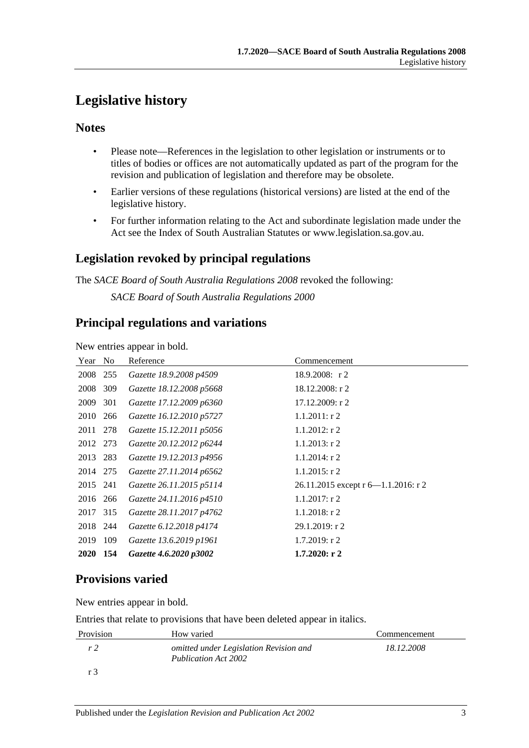# Legislative history

## Notes

- Please note—References in the legislation to other legislation or instruments or to titles of bodies or offices are not automatically updated as part of the program for the revision and publication of legislation and therefore may be obsolete.
- Earlier versions of these regulations (historical versions) are listed at the end of the legislative history.
- For further information relating to the Act and subordinate legislation made under the Act see the Index of South Australian Statutes or www.legislation.sa.gov.au.

## Legislation revoked by principal regulations

The *SACE Board of South Australia Regulations 2008* revoked the following:

*SACE Board of South Australia Regulations 2000*

## Principal regulations and variations

New entries appear in bold.

| Year | No | Reference | Commencement |
|---|---|---|---|
| 2008 | 255 | *Gazette 18.9.2008 p4509* | 18.9.2008: r 2 |
| 2008 | 309 | *Gazette 18.12.2008 p5668* | 18.12.2008: r 2 |
| 2009 | 301 | *Gazette 17.12.2009 p6360* | 17.12.2009: r 2 |
| 2010 | 266 | *Gazette 16.12.2010 p5727* | 1.1.2011: r 2 |
| 2011 | 278 | *Gazette 15.12.2011 p5056* | 1.1.2012: r 2 |
| 2012 | 273 | *Gazette 20.12.2012 p6244* | 1.1.2013: r 2 |
| 2013 | 283 | *Gazette 19.12.2013 p4956* | 1.1.2014: r 2 |
| 2014 | 275 | *Gazette 27.11.2014 p6562* | 1.1.2015: r 2 |
| 2015 | 241 | *Gazette 26.11.2015 p5114* | 26.11.2015 except r 6—1.1.2016: r 2 |
| 2016 | 266 | *Gazette 24.11.2016 p4510* | 1.1.2017: r 2 |
| 2017 | 315 | *Gazette 28.11.2017 p4762* | 1.1.2018: r 2 |
| 2018 | 244 | *Gazette 6.12.2018 p4174* | 29.1.2019: r 2 |
| 2019 | 109 | *Gazette 13.6.2019 p1961* | 1.7.2019: r 2 |
| **2020** | **154** | ***Gazette 4.6.2020 p3002*** | **1.7.2020: r 2** |

## Provisions varied

New entries appear in bold.

Entries that relate to provisions that have been deleted appear in italics.

| Provision | How varied | Commencement |
|---|---|---|
| *r 2* | *omitted under Legislation Revision and Publication Act 2002* | *18.12.2008* |
| r 3 | | |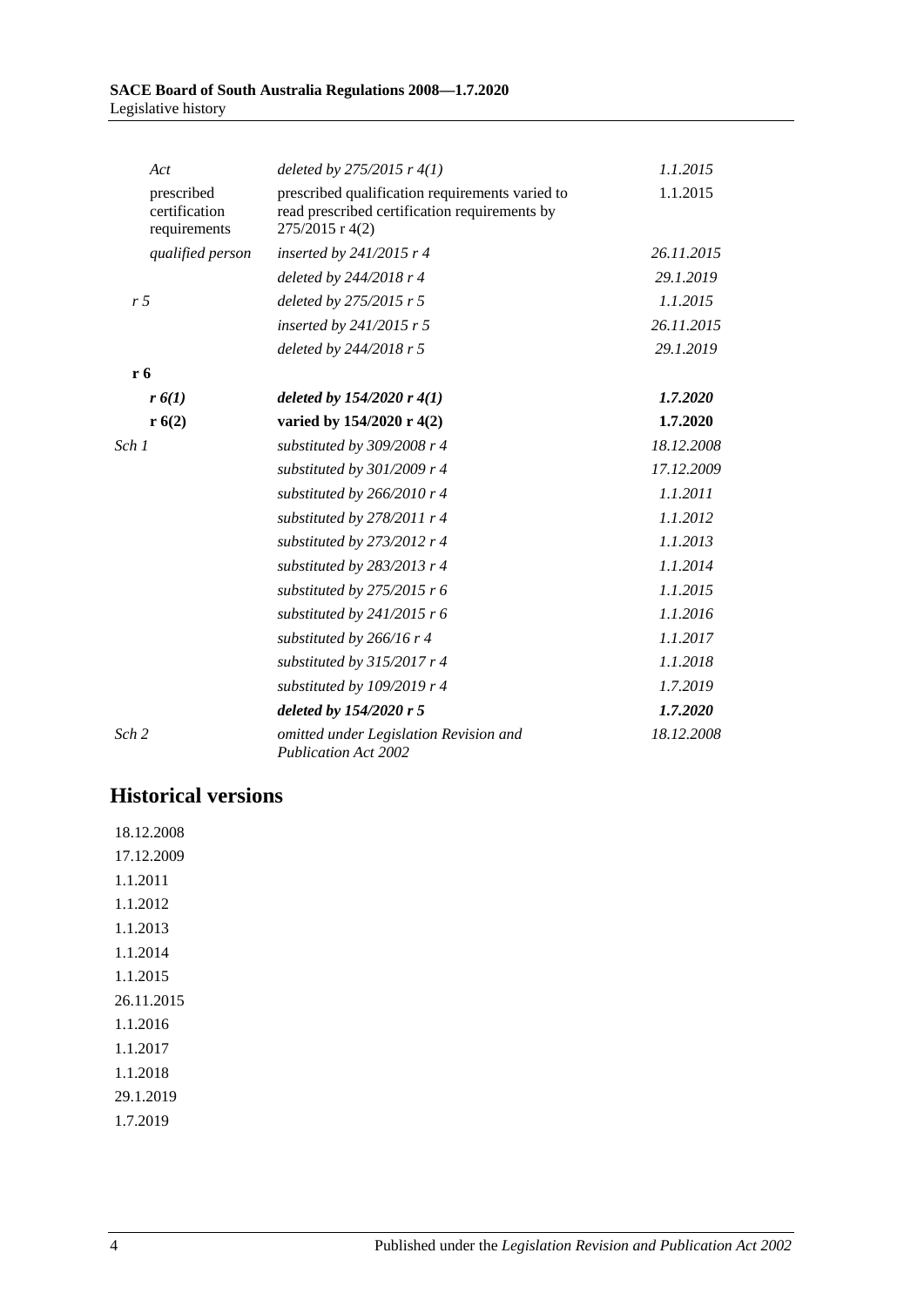| | | |
|---|---|---|
| *Act* | *deleted by 275/2015 r 4(1)* | *1.1.2015* |
| prescribed certification requirements | prescribed qualification requirements varied to read prescribed certification requirements by 275/2015 r 4(2) | 1.1.2015 |
| *qualified person* | *inserted by 241/2015 r 4* | *26.11.2015* |
| | *deleted by 244/2018 r 4* | *29.1.2019* |
| *r 5* | *deleted by 275/2015 r 5* | *1.1.2015* |
| | *inserted by 241/2015 r 5* | *26.11.2015* |
| | *deleted by 244/2018 r 5* | *29.1.2019* |
| **r 6** | | |
| ***r 6(1)*** | ***deleted by 154/2020 r 4(1)*** | ***1.7.2020*** |
| **r 6(2)** | **varied by 154/2020 r 4(2)** | **1.7.2020** |
| *Sch 1* | *substituted by 309/2008 r 4* | *18.12.2008* |
| | *substituted by 301/2009 r 4* | *17.12.2009* |
| | *substituted by 266/2010 r 4* | *1.1.2011* |
| | *substituted by 278/2011 r 4* | *1.1.2012* |
| | *substituted by 273/2012 r 4* | *1.1.2013* |
| | *substituted by 283/2013 r 4* | *1.1.2014* |
| | *substituted by 275/2015 r 6* | *1.1.2015* |
| | *substituted by 241/2015 r 6* | *1.1.2016* |
| | *substituted by 266/16 r 4* | *1.1.2017* |
| | *substituted by 315/2017 r 4* | *1.1.2018* |
| | *substituted by 109/2019 r 4* | *1.7.2019* |
| | ***deleted by 154/2020 r 5*** | ***1.7.2020*** |
| *Sch 2* | *omitted under Legislation Revision and Publication Act 2002* | *18.12.2008* |

## Historical versions

18.12.2008

17.12.2009

1.1.2011

1.1.2012

1.1.2013

1.1.2014

1.1.2015

26.11.2015

1.1.2016

1.1.2017

1.1.2018

29.1.2019

1.7.2019